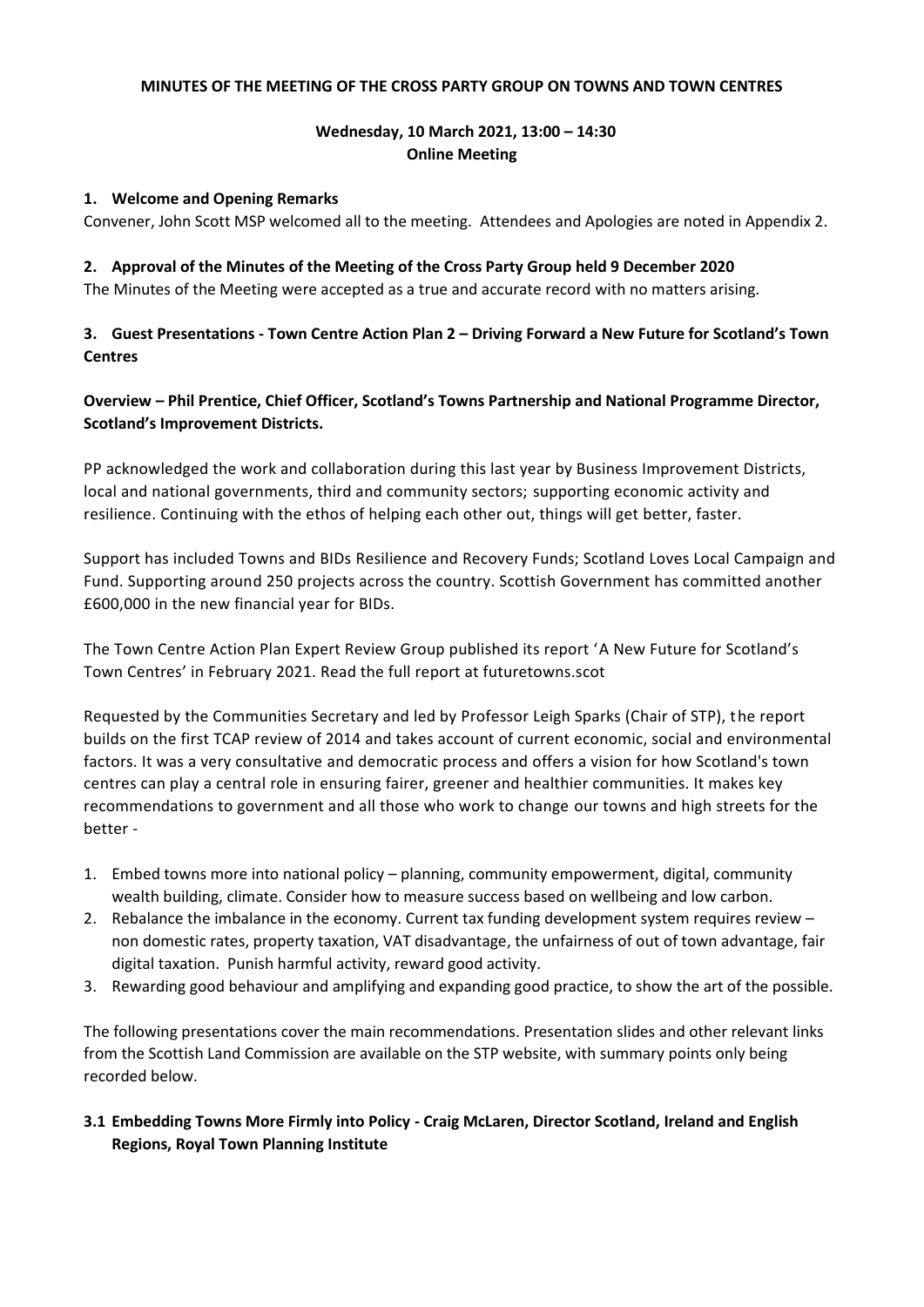# MINUTES OF THE MEETING OF THE CROSS PARTY GROUP ON TOWNS AND TOWN CENTRES

**Wednesday, 10 March 2021, 13:00 – 14:30**
**Online Meeting**

## 1. Welcome and Opening Remarks

Convener, John Scott MSP welcomed all to the meeting. Attendees and Apologies are noted in Appendix 2.

## 2. Approval of the Minutes of the Meeting of the Cross Party Group held 9 December 2020

The Minutes of the Meeting were accepted as a true and accurate record with no matters arising.

## 3. Guest Presentations - Town Centre Action Plan 2 – Driving Forward a New Future for Scotland's Town Centres

**Overview – Phil Prentice, Chief Officer, Scotland's Towns Partnership and National Programme Director, Scotland's Improvement Districts.**

PP acknowledged the work and collaboration during this last year by Business Improvement Districts, local and national governments, third and community sectors; supporting economic activity and resilience. Continuing with the ethos of helping each other out, things will get better, faster.

Support has included Towns and BIDs Resilience and Recovery Funds; Scotland Loves Local Campaign and Fund. Supporting around 250 projects across the country. Scottish Government has committed another £600,000 in the new financial year for BIDs.

The Town Centre Action Plan Expert Review Group published its report 'A New Future for Scotland's Town Centres' in February 2021. Read the full report at futuretowns.scot

Requested by the Communities Secretary and led by Professor Leigh Sparks (Chair of STP), the report builds on the first TCAP review of 2014 and takes account of current economic, social and environmental factors. It was a very consultative and democratic process and offers a vision for how Scotland's town centres can play a central role in ensuring fairer, greener and healthier communities. It makes key recommendations to government and all those who work to change our towns and high streets for the better -

1. Embed towns more into national policy – planning, community empowerment, digital, community wealth building, climate. Consider how to measure success based on wellbeing and low carbon.
2. Rebalance the imbalance in the economy. Current tax funding development system requires review – non domestic rates, property taxation, VAT disadvantage, the unfairness of out of town advantage, fair digital taxation. Punish harmful activity, reward good activity.
3. Rewarding good behaviour and amplifying and expanding good practice, to show the art of the possible.

The following presentations cover the main recommendations. Presentation slides and other relevant links from the Scottish Land Commission are available on the STP website, with summary points only being recorded below.

### 3.1 Embedding Towns More Firmly into Policy - Craig McLaren, Director Scotland, Ireland and English Regions, Royal Town Planning Institute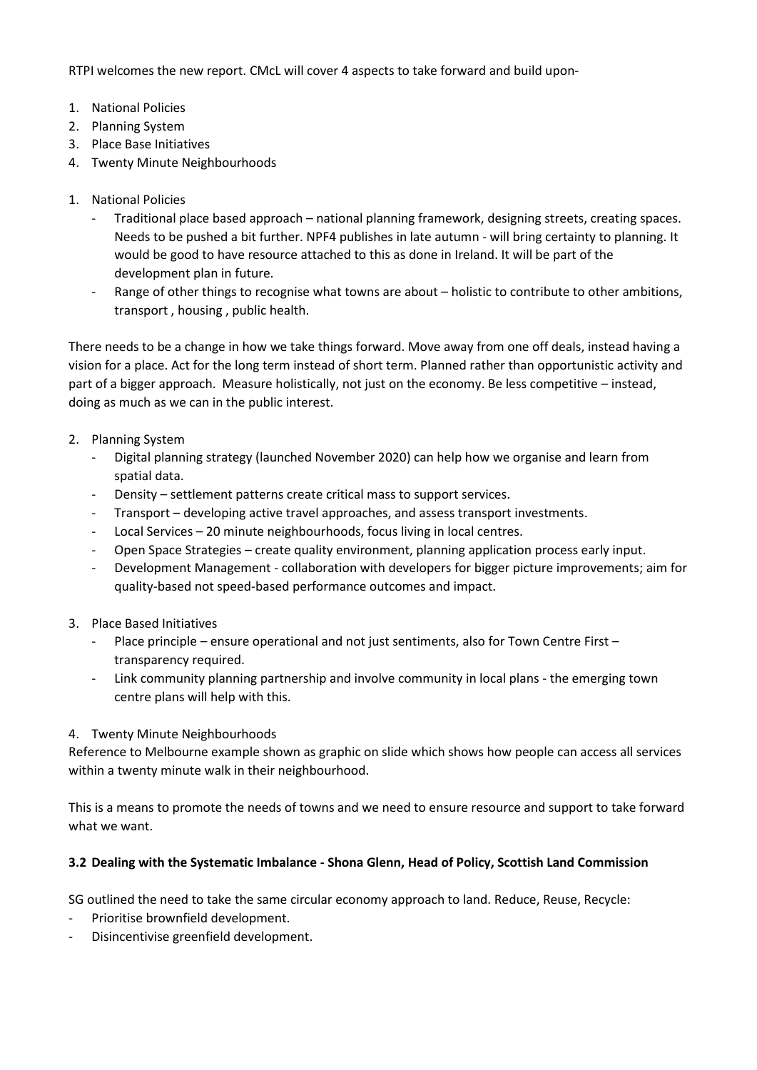RTPI welcomes the new report. CMcL will cover 4 aspects to take forward and build upon-

1. National Policies
2. Planning System
3. Place Base Initiatives
4. Twenty Minute Neighbourhoods

1. National Policies
   - Traditional place based approach – national planning framework, designing streets, creating spaces. Needs to be pushed a bit further. NPF4 publishes in late autumn - will bring certainty to planning. It would be good to have resource attached to this as done in Ireland. It will be part of the development plan in future.
   - Range of other things to recognise what towns are about – holistic to contribute to other ambitions, transport , housing , public health.

There needs to be a change in how we take things forward. Move away from one off deals, instead having a vision for a place. Act for the long term instead of short term. Planned rather than opportunistic activity and part of a bigger approach. Measure holistically, not just on the economy. Be less competitive – instead, doing as much as we can in the public interest.

2. Planning System
   - Digital planning strategy (launched November 2020) can help how we organise and learn from spatial data.
   - Density – settlement patterns create critical mass to support services.
   - Transport – developing active travel approaches, and assess transport investments.
   - Local Services – 20 minute neighbourhoods, focus living in local centres.
   - Open Space Strategies – create quality environment, planning application process early input.
   - Development Management - collaboration with developers for bigger picture improvements; aim for quality-based not speed-based performance outcomes and impact.

3. Place Based Initiatives
   - Place principle – ensure operational and not just sentiments, also for Town Centre First – transparency required.
   - Link community planning partnership and involve community in local plans - the emerging town centre plans will help with this.

4. Twenty Minute Neighbourhoods

Reference to Melbourne example shown as graphic on slide which shows how people can access all services within a twenty minute walk in their neighbourhood.

This is a means to promote the needs of towns and we need to ensure resource and support to take forward what we want.

### 3.2 Dealing with the Systematic Imbalance - Shona Glenn, Head of Policy, Scottish Land Commission

SG outlined the need to take the same circular economy approach to land. Reduce, Reuse, Recycle:

- Prioritise brownfield development.
- Disincentivise greenfield development.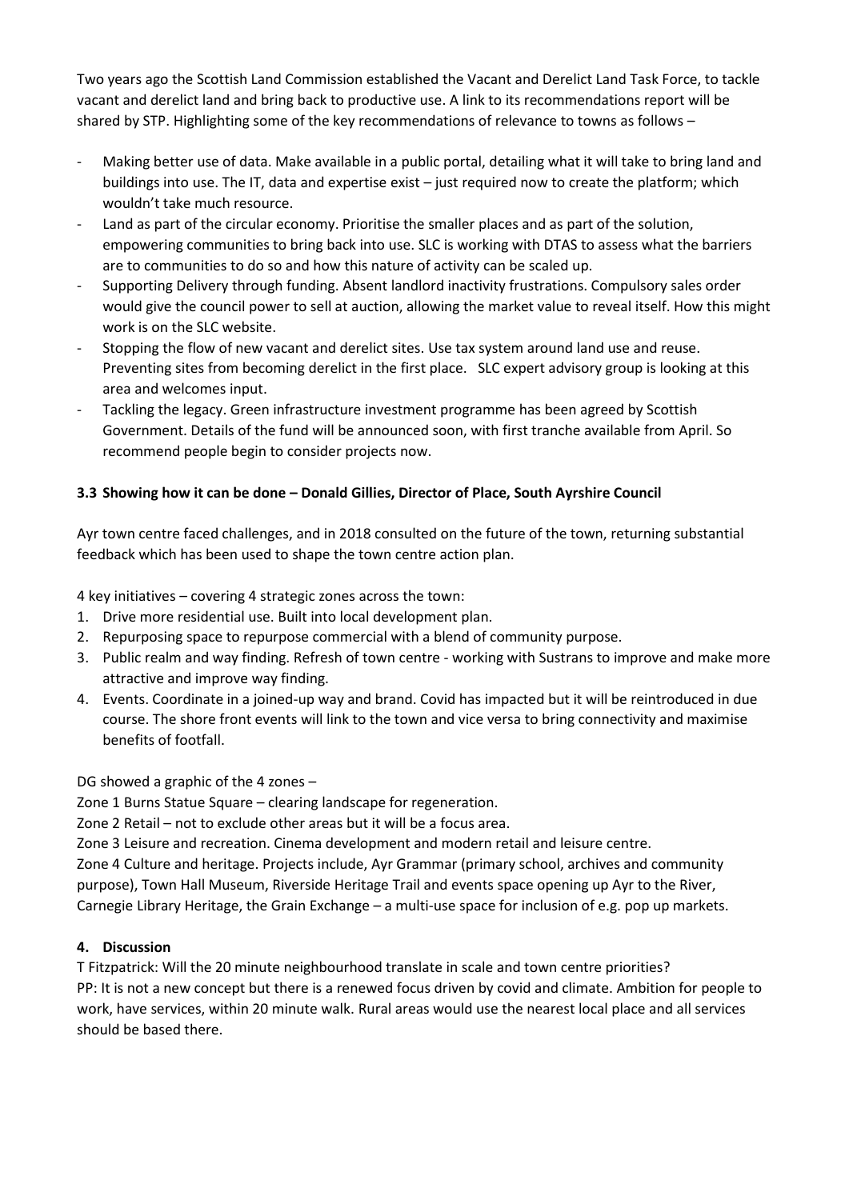Two years ago the Scottish Land Commission established the Vacant and Derelict Land Task Force, to tackle vacant and derelict land and bring back to productive use. A link to its recommendations report will be shared by STP. Highlighting some of the key recommendations of relevance to towns as follows –

- Making better use of data. Make available in a public portal, detailing what it will take to bring land and buildings into use. The IT, data and expertise exist – just required now to create the platform; which wouldn't take much resource.
- Land as part of the circular economy. Prioritise the smaller places and as part of the solution, empowering communities to bring back into use. SLC is working with DTAS to assess what the barriers are to communities to do so and how this nature of activity can be scaled up.
- Supporting Delivery through funding. Absent landlord inactivity frustrations. Compulsory sales order would give the council power to sell at auction, allowing the market value to reveal itself. How this might work is on the SLC website.
- Stopping the flow of new vacant and derelict sites. Use tax system around land use and reuse. Preventing sites from becoming derelict in the first place. SLC expert advisory group is looking at this area and welcomes input.
- Tackling the legacy. Green infrastructure investment programme has been agreed by Scottish Government. Details of the fund will be announced soon, with first tranche available from April. So recommend people begin to consider projects now.

### 3.3 Showing how it can be done – Donald Gillies, Director of Place, South Ayrshire Council

Ayr town centre faced challenges, and in 2018 consulted on the future of the town, returning substantial feedback which has been used to shape the town centre action plan.

4 key initiatives – covering 4 strategic zones across the town:

1. Drive more residential use. Built into local development plan.
2. Repurposing space to repurpose commercial with a blend of community purpose.
3. Public realm and way finding. Refresh of town centre - working with Sustrans to improve and make more attractive and improve way finding.
4. Events. Coordinate in a joined-up way and brand. Covid has impacted but it will be reintroduced in due course. The shore front events will link to the town and vice versa to bring connectivity and maximise benefits of footfall.

DG showed a graphic of the 4 zones –

Zone 1 Burns Statue Square – clearing landscape for regeneration.
Zone 2 Retail – not to exclude other areas but it will be a focus area.
Zone 3 Leisure and recreation. Cinema development and modern retail and leisure centre.
Zone 4 Culture and heritage. Projects include, Ayr Grammar (primary school, archives and community purpose), Town Hall Museum, Riverside Heritage Trail and events space opening up Ayr to the River, Carnegie Library Heritage, the Grain Exchange – a multi-use space for inclusion of e.g. pop up markets.

## 4. Discussion

T Fitzpatrick: Will the 20 minute neighbourhood translate in scale and town centre priorities?
PP: It is not a new concept but there is a renewed focus driven by covid and climate. Ambition for people to work, have services, within 20 minute walk. Rural areas would use the nearest local place and all services should be based there.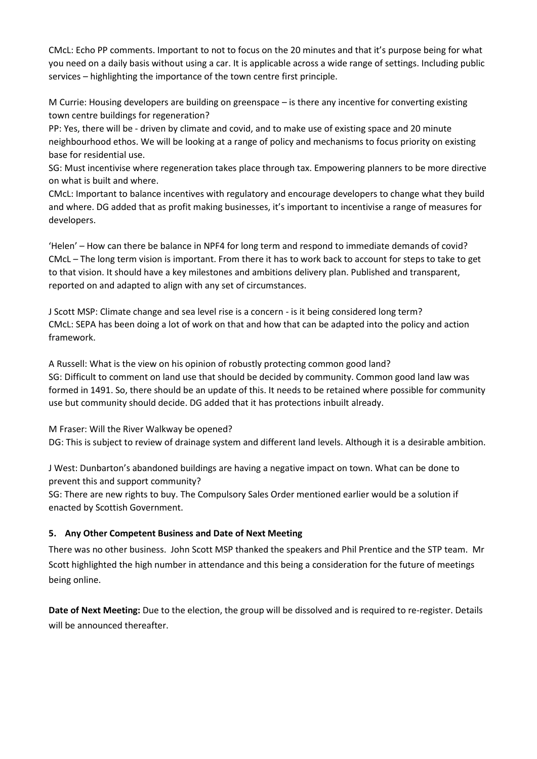CMcL: Echo PP comments. Important to not to focus on the 20 minutes and that it's purpose being for what you need on a daily basis without using a car. It is applicable across a wide range of settings. Including public services – highlighting the importance of the town centre first principle.

M Currie: Housing developers are building on greenspace – is there any incentive for converting existing town centre buildings for regeneration?
PP: Yes, there will be - driven by climate and covid, and to make use of existing space and 20 minute neighbourhood ethos. We will be looking at a range of policy and mechanisms to focus priority on existing base for residential use.
SG: Must incentivise where regeneration takes place through tax. Empowering planners to be more directive on what is built and where.
CMcL: Important to balance incentives with regulatory and encourage developers to change what they build and where. DG added that as profit making businesses, it's important to incentivise a range of measures for developers.

'Helen' – How can there be balance in NPF4 for long term and respond to immediate demands of covid?
CMcL – The long term vision is important. From there it has to work back to account for steps to take to get to that vision. It should have a key milestones and ambitions delivery plan. Published and transparent, reported on and adapted to align with any set of circumstances.

J Scott MSP: Climate change and sea level rise is a concern - is it being considered long term?
CMcL: SEPA has been doing a lot of work on that and how that can be adapted into the policy and action framework.

A Russell: What is the view on his opinion of robustly protecting common good land?
SG: Difficult to comment on land use that should be decided by community. Common good land law was formed in 1491. So, there should be an update of this. It needs to be retained where possible for community use but community should decide. DG added that it has protections inbuilt already.

M Fraser: Will the River Walkway be opened?
DG: This is subject to review of drainage system and different land levels. Although it is a desirable ambition.

J West: Dunbarton's abandoned buildings are having a negative impact on town. What can be done to prevent this and support community?
SG: There are new rights to buy. The Compulsory Sales Order mentioned earlier would be a solution if enacted by Scottish Government.

## 5. Any Other Competent Business and Date of Next Meeting

There was no other business. John Scott MSP thanked the speakers and Phil Prentice and the STP team. Mr Scott highlighted the high number in attendance and this being a consideration for the future of meetings being online.

**Date of Next Meeting:** Due to the election, the group will be dissolved and is required to re-register. Details will be announced thereafter.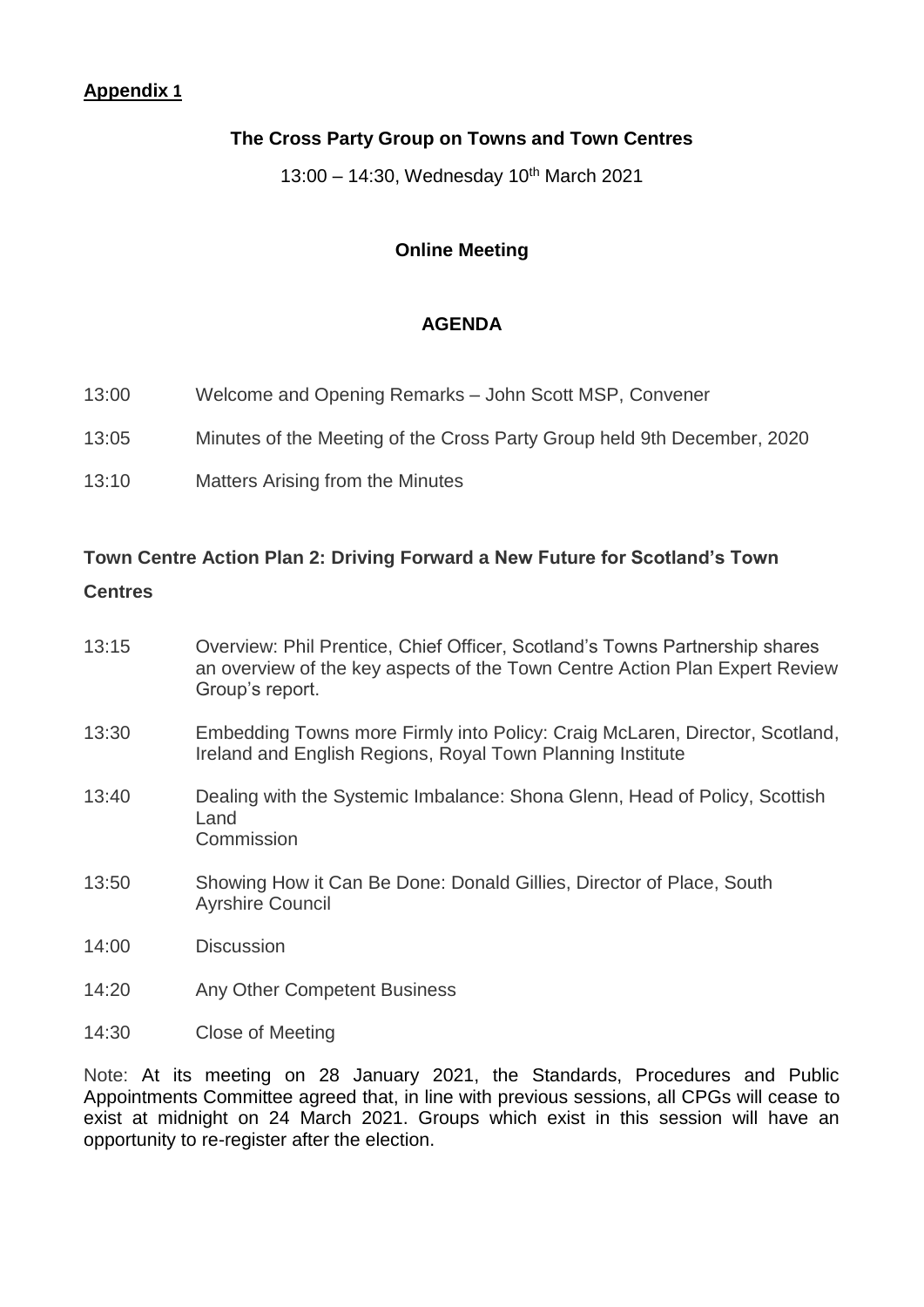**Appendix 1**

**The Cross Party Group on Towns and Town Centres**

13:00 – 14:30, Wednesday 10th March 2021

**Online Meeting**

**AGENDA**

| | |
|---|---|
| 13:00 | Welcome and Opening Remarks – John Scott MSP, Convener |
| 13:05 | Minutes of the Meeting of the Cross Party Group held 9th December, 2020 |
| 13:10 | Matters Arising from the Minutes |

**Town Centre Action Plan 2: Driving Forward a New Future for Scotland's Town Centres**

| | |
|---|---|
| 13:15 | Overview: Phil Prentice, Chief Officer, Scotland's Towns Partnership shares an overview of the key aspects of the Town Centre Action Plan Expert Review Group's report. |
| 13:30 | Embedding Towns more Firmly into Policy: Craig McLaren, Director, Scotland, Ireland and English Regions, Royal Town Planning Institute |
| 13:40 | Dealing with the Systemic Imbalance: Shona Glenn, Head of Policy, Scottish Land Commission |
| 13:50 | Showing How it Can Be Done: Donald Gillies, Director of Place, South Ayrshire Council |
| 14:00 | Discussion |
| 14:20 | Any Other Competent Business |
| 14:30 | Close of Meeting |

Note: At its meeting on 28 January 2021, the Standards, Procedures and Public Appointments Committee agreed that, in line with previous sessions, all CPGs will cease to exist at midnight on 24 March 2021. Groups which exist in this session will have an opportunity to re-register after the election.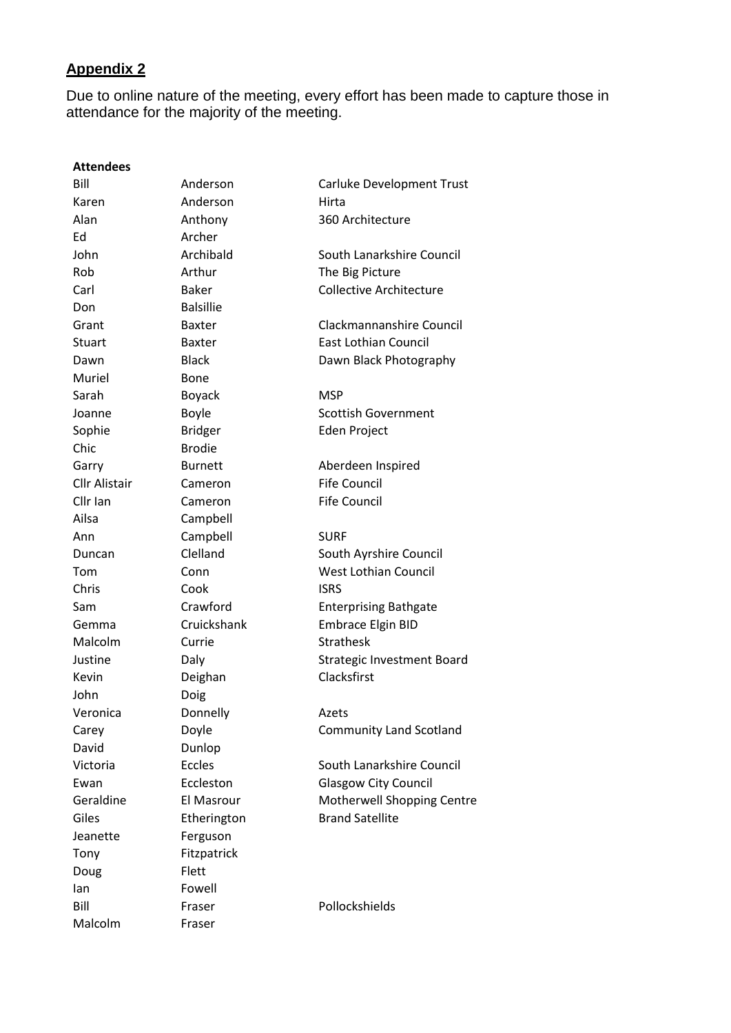**Appendix 2**

Due to online nature of the meeting, every effort has been made to capture those in attendance for the majority of the meeting.

| **Attendees** | | |
|---|---|---|
| Bill | Anderson | Carluke Development Trust |
| Karen | Anderson | Hirta |
| Alan | Anthony | 360 Architecture |
| Ed | Archer | |
| John | Archibald | South Lanarkshire Council |
| Rob | Arthur | The Big Picture |
| Carl | Baker | Collective Architecture |
| Don | Balsillie | |
| Grant | Baxter | Clackmannanshire Council |
| Stuart | Baxter | East Lothian Council |
| Dawn | Black | Dawn Black Photography |
| Muriel | Bone | |
| Sarah | Boyack | MSP |
| Joanne | Boyle | Scottish Government |
| Sophie | Bridger | Eden Project |
| Chic | Brodie | |
| Garry | Burnett | Aberdeen Inspired |
| Cllr Alistair | Cameron | Fife Council |
| Cllr Ian | Cameron | Fife Council |
| Ailsa | Campbell | |
| Ann | Campbell | SURF |
| Duncan | Clelland | South Ayrshire Council |
| Tom | Conn | West Lothian Council |
| Chris | Cook | ISRS |
| Sam | Crawford | Enterprising Bathgate |
| Gemma | Cruickshank | Embrace Elgin BID |
| Malcolm | Currie | Strathesk |
| Justine | Daly | Strategic Investment Board |
| Kevin | Deighan | Clacksfirst |
| John | Doig | |
| Veronica | Donnelly | Azets |
| Carey | Doyle | Community Land Scotland |
| David | Dunlop | |
| Victoria | Eccles | South Lanarkshire Council |
| Ewan | Eccleston | Glasgow City Council |
| Geraldine | El Masrour | Motherwell Shopping Centre |
| Giles | Etherington | Brand Satellite |
| Jeanette | Ferguson | |
| Tony | Fitzpatrick | |
| Doug | Flett | |
| Ian | Fowell | |
| Bill | Fraser | Pollockshields |
| Malcolm | Fraser | |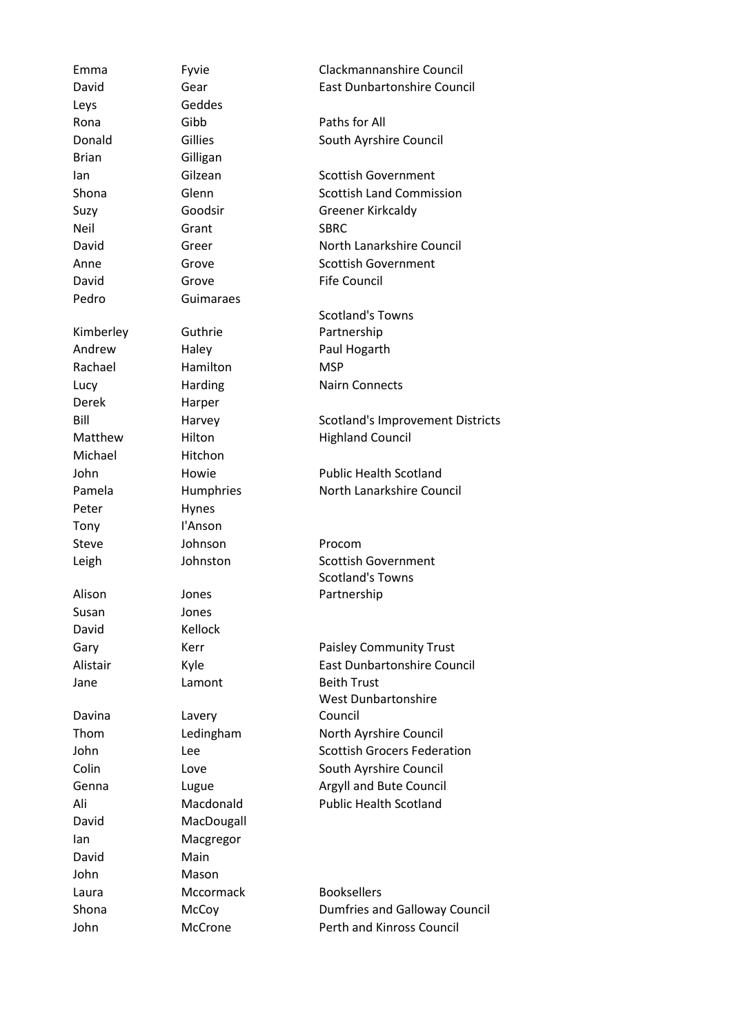| | | |
|---|---|---|
| Emma | Fyvie | Clackmannanshire Council |
| David | Gear | East Dunbartonshire Council |
| Leys | Geddes | |
| Rona | Gibb | Paths for All |
| Donald | Gillies | South Ayrshire Council |
| Brian | Gilligan | |
| Ian | Gilzean | Scottish Government |
| Shona | Glenn | Scottish Land Commission |
| Suzy | Goodsir | Greener Kirkcaldy |
| Neil | Grant | SBRC |
| David | Greer | North Lanarkshire Council |
| Anne | Grove | Scottish Government |
| David | Grove | Fife Council |
| Pedro | Guimaraes | |
| Kimberley | Guthrie | Scotland's Towns Partnership |
| Andrew | Haley | Paul Hogarth |
| Rachael | Hamilton | MSP |
| Lucy | Harding | Nairn Connects |
| Derek | Harper | |
| Bill | Harvey | Scotland's Improvement Districts |
| Matthew | Hilton | Highland Council |
| Michael | Hitchon | |
| John | Howie | Public Health Scotland |
| Pamela | Humphries | North Lanarkshire Council |
| Peter | Hynes | |
| Tony | I'Anson | |
| Steve | Johnson | Procom |
| Leigh | Johnston | Scottish Government |
| Alison | Jones | Scotland's Towns Partnership |
| Susan | Jones | |
| David | Kellock | |
| Gary | Kerr | Paisley Community Trust |
| Alistair | Kyle | East Dunbartonshire Council |
| Jane | Lamont | Beith Trust |
| Davina | Lavery | West Dunbartonshire Council |
| Thom | Ledingham | North Ayrshire Council |
| John | Lee | Scottish Grocers Federation |
| Colin | Love | South Ayrshire Council |
| Genna | Lugue | Argyll and Bute Council |
| Ali | Macdonald | Public Health Scotland |
| David | MacDougall | |
| Ian | Macgregor | |
| David | Main | |
| John | Mason | |
| Laura | Mccormack | Booksellers |
| Shona | McCoy | Dumfries and Galloway Council |
| John | McCrone | Perth and Kinross Council |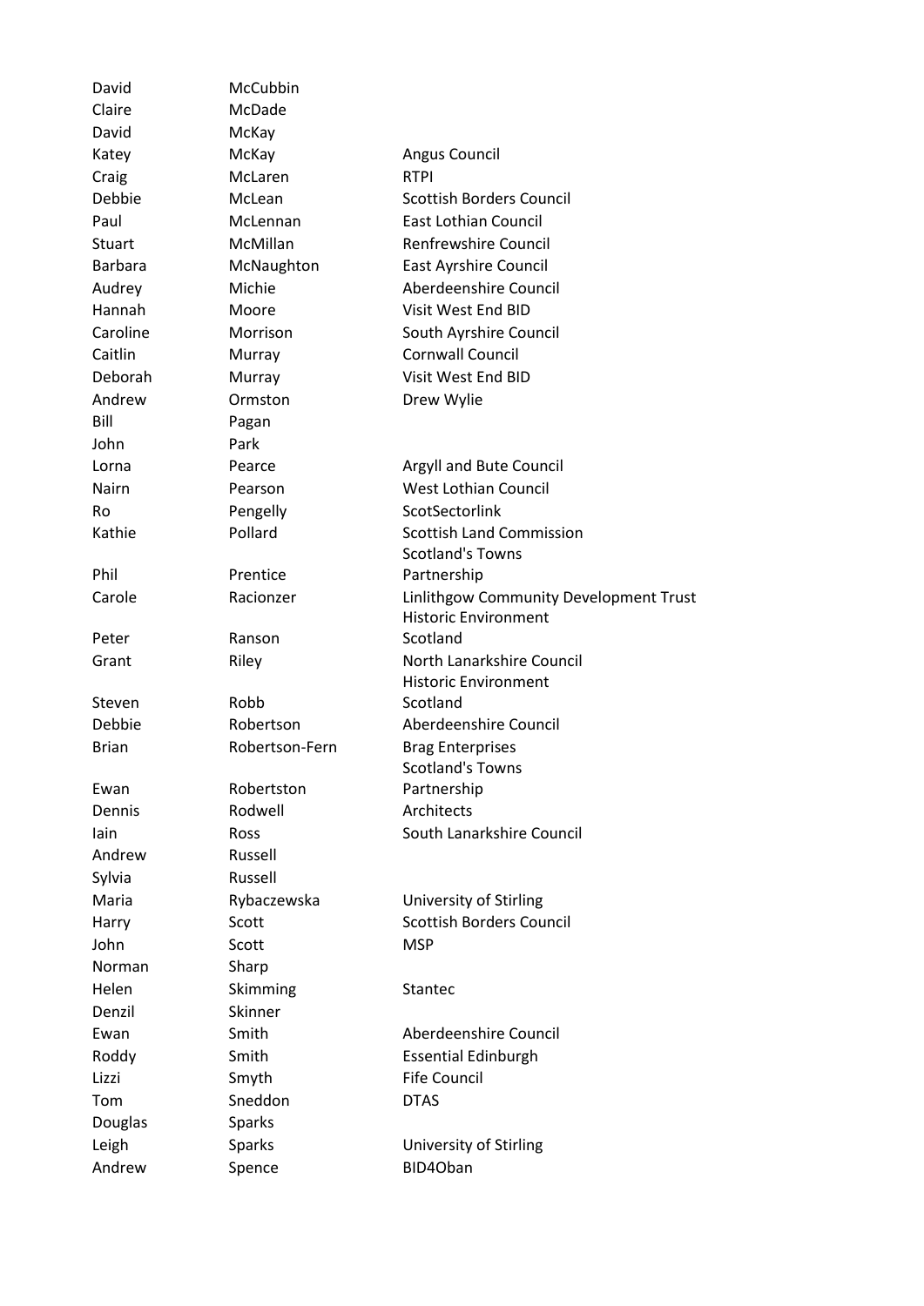| | | |
|---|---|---|
| David | McCubbin | |
| Claire | McDade | |
| David | McKay | |
| Katey | McKay | Angus Council |
| Craig | McLaren | RTPI |
| Debbie | McLean | Scottish Borders Council |
| Paul | McLennan | East Lothian Council |
| Stuart | McMillan | Renfrewshire Council |
| Barbara | McNaughton | East Ayrshire Council |
| Audrey | Michie | Aberdeenshire Council |
| Hannah | Moore | Visit West End BID |
| Caroline | Morrison | South Ayrshire Council |
| Caitlin | Murray | Cornwall Council |
| Deborah | Murray | Visit West End BID |
| Andrew | Ormston | Drew Wylie |
| Bill | Pagan | |
| John | Park | |
| Lorna | Pearce | Argyll and Bute Council |
| Nairn | Pearson | West Lothian Council |
| Ro | Pengelly | ScotSectorlink |
| Kathie | Pollard | Scottish Land Commission |
| Phil | Prentice | Scotland's Towns Partnership |
| Carole | Racionzer | Linlithgow Community Development Trust |
| Peter | Ranson | Historic Environment Scotland |
| Grant | Riley | North Lanarkshire Council |
| Steven | Robb | Historic Environment Scotland |
| Debbie | Robertson | Aberdeenshire Council |
| Brian | Robertson-Fern | Brag Enterprises |
| Ewan | Robertston | Scotland's Towns Partnership |
| Dennis | Rodwell | Architects |
| Iain | Ross | South Lanarkshire Council |
| Andrew | Russell | |
| Sylvia | Russell | |
| Maria | Rybaczewska | University of Stirling |
| Harry | Scott | Scottish Borders Council |
| John | Scott | MSP |
| Norman | Sharp | |
| Helen | Skimming | Stantec |
| Denzil | Skinner | |
| Ewan | Smith | Aberdeenshire Council |
| Roddy | Smith | Essential Edinburgh |
| Lizzi | Smyth | Fife Council |
| Tom | Sneddon | DTAS |
| Douglas | Sparks | |
| Leigh | Sparks | University of Stirling |
| Andrew | Spence | BID4Oban |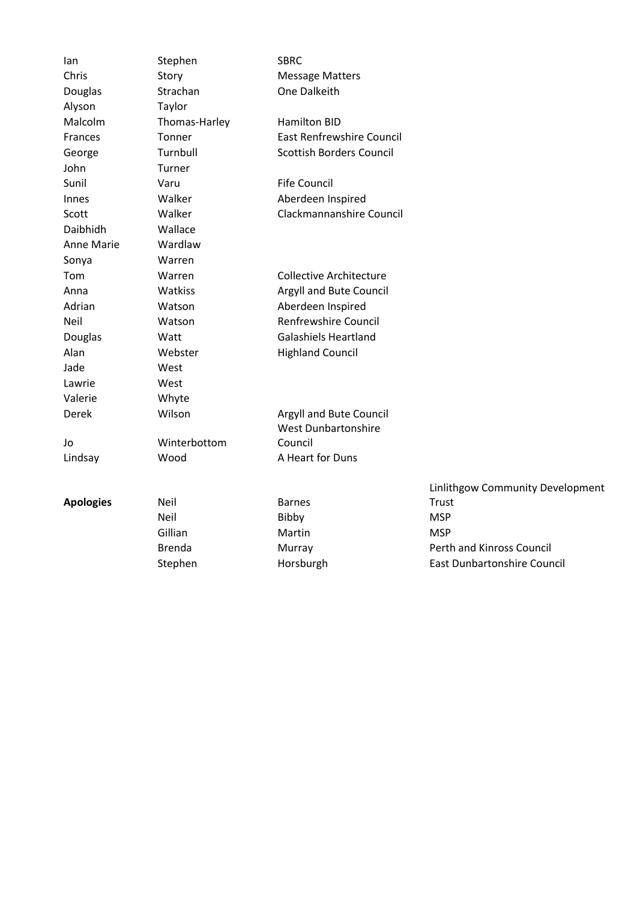| | | |
|---|---|---|
| Ian | Stephen | SBRC |
| Chris | Story | Message Matters |
| Douglas | Strachan | One Dalkeith |
| Alyson | Taylor | |
| Malcolm | Thomas-Harley | Hamilton BID |
| Frances | Tonner | East Renfrewshire Council |
| George | Turnbull | Scottish Borders Council |
| John | Turner | |
| Sunil | Varu | Fife Council |
| Innes | Walker | Aberdeen Inspired |
| Scott | Walker | Clackmannanshire Council |
| Daibhidh | Wallace | |
| Anne Marie | Wardlaw | |
| Sonya | Warren | |
| Tom | Warren | Collective Architecture |
| Anna | Watkiss | Argyll and Bute Council |
| Adrian | Watson | Aberdeen Inspired |
| Neil | Watson | Renfrewshire Council |
| Douglas | Watt | Galashiels Heartland |
| Alan | Webster | Highland Council |
| Jade | West | |
| Lawrie | West | |
| Valerie | Whyte | |
| Derek | Wilson | Argyll and Bute Council |
| Jo | Winterbottom | West Dunbartonshire Council |
| Lindsay | Wood | A Heart for Duns |

| | | | |
|---|---|---|---|
| **Apologies** | Neil | Barnes | Linlithgow Community Development Trust |
| | Neil | Bibby | MSP |
| | Gillian | Martin | MSP |
| | Brenda | Murray | Perth and Kinross Council |
| | Stephen | Horsburgh | East Dunbartonshire Council |